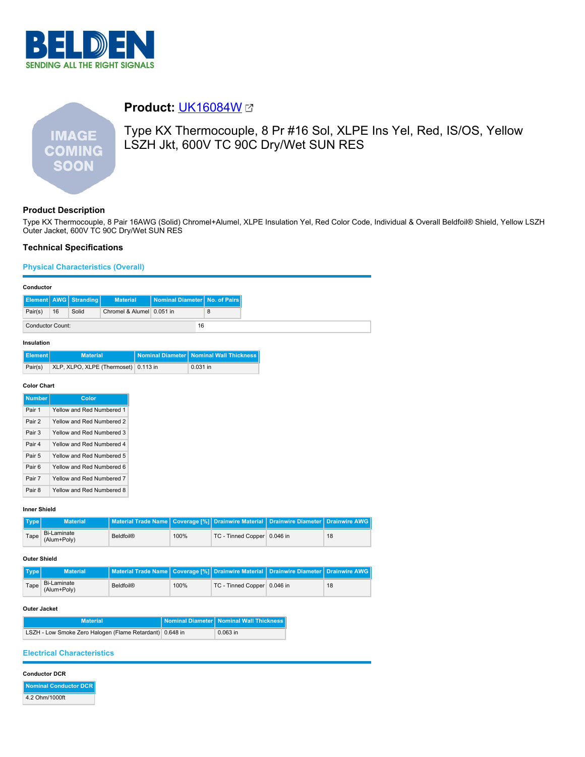# Product: UK16084W

Type KX Thermocouple, 8 Pr #16 Sol, XLPE Ins Yel, Red, IS/OS, Yellow LSZH Jkt, 600V TC 90C Dry/Wet SUN RES

## Product Description

Type KX Thermocouple, 8 Pair 16AWG (Solid) Chromel+Alumel, XLPE Insulation Yel, Red Color Code, Individual & Overall Beldfoil® Shield, Yellow LSZH Outer Jacket, 600V TC 90C Dry/Wet SUN RES

## Technical Specifications

### Physical Characteristics (Overall)

**Conductor**

| Element | AWG | Stranding | Material | Nominal Diameter | No. of Pairs |
|---|---|---|---|---|---|
| Pair(s) | 16 | Solid | Chromel & Alumel | 0.051 in | 8 |

| Conductor Count: | 16 |
|---|---|

**Insulation**

| Element | Material | Nominal Diameter | Nominal Wall Thickness |
|---|---|---|---|
| Pair(s) | XLP, XLPO, XLPE (Thermoset) | 0.113 in | 0.031 in |

**Color Chart**

| Number | Color |
|---|---|
| Pair 1 | Yellow and Red Numbered 1 |
| Pair 2 | Yellow and Red Numbered 2 |
| Pair 3 | Yellow and Red Numbered 3 |
| Pair 4 | Yellow and Red Numbered 4 |
| Pair 5 | Yellow and Red Numbered 5 |
| Pair 6 | Yellow and Red Numbered 6 |
| Pair 7 | Yellow and Red Numbered 7 |
| Pair 8 | Yellow and Red Numbered 8 |

**Inner Shield**

| Type | Material | Material Trade Name | Coverage [%] | Drainwire Material | Drainwire Diameter | Drainwire AWG |
|---|---|---|---|---|---|---|
| Tape | Bi-Laminate (Alum+Poly) | Beldfoil® | 100% | TC - Tinned Copper | 0.046 in | 18 |

**Outer Shield**

| Type | Material | Material Trade Name | Coverage [%] | Drainwire Material | Drainwire Diameter | Drainwire AWG |
|---|---|---|---|---|---|---|
| Tape | Bi-Laminate (Alum+Poly) | Beldfoil® | 100% | TC - Tinned Copper | 0.046 in | 18 |

**Outer Jacket**

| Material | Nominal Diameter | Nominal Wall Thickness |
|---|---|---|
| LSZH - Low Smoke Zero Halogen (Flame Retardant) | 0.648 in | 0.063 in |

### Electrical Characteristics

**Conductor DCR**

| Nominal Conductor DCR |
|---|
| 4.2 Ohm/1000ft |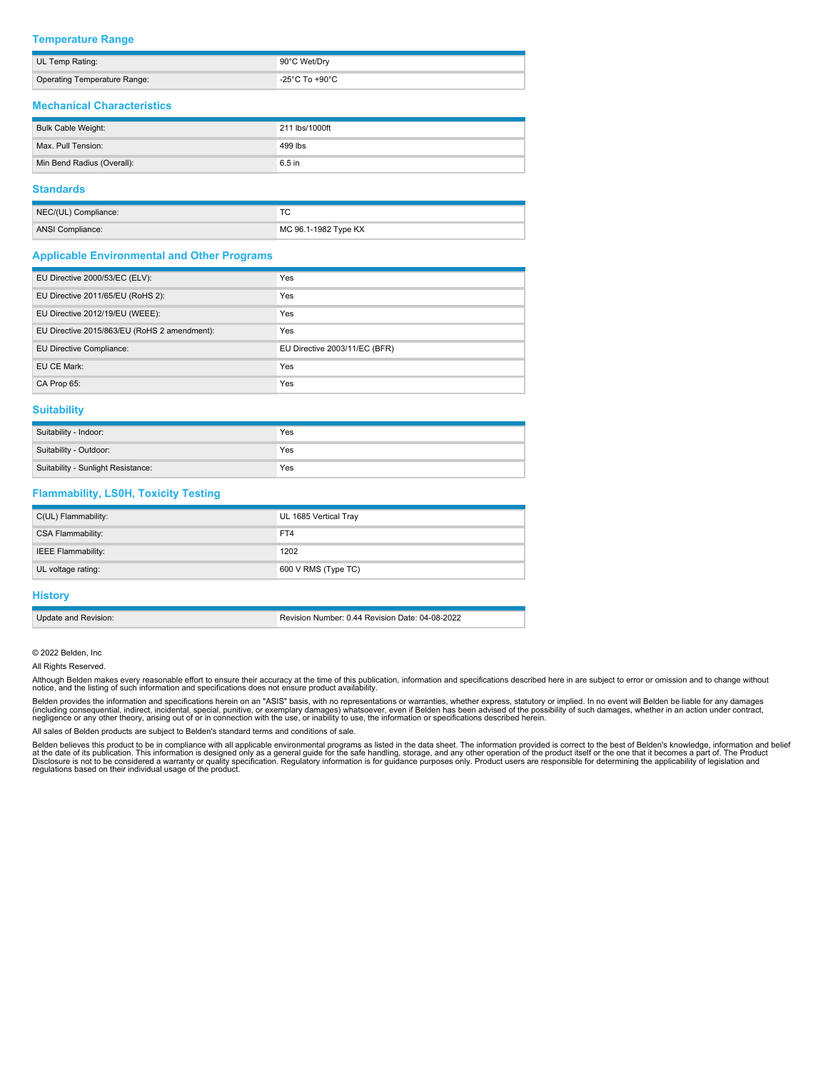## Temperature Range

| | |
|---|---|
| UL Temp Rating: | 90°C Wet/Dry |
| Operating Temperature Range: | -25°C To +90°C |

## Mechanical Characteristics

| | |
|---|---|
| Bulk Cable Weight: | 211 lbs/1000ft |
| Max. Pull Tension: | 499 lbs |
| Min Bend Radius (Overall): | 6.5 in |

## Standards

| | |
|---|---|
| NEC/(UL) Compliance: | TC |
| ANSI Compliance: | MC 96.1-1982 Type KX |

## Applicable Environmental and Other Programs

| | |
|---|---|
| EU Directive 2000/53/EC (ELV): | Yes |
| EU Directive 2011/65/EU (RoHS 2): | Yes |
| EU Directive 2012/19/EU (WEEE): | Yes |
| EU Directive 2015/863/EU (RoHS 2 amendment): | Yes |
| EU Directive Compliance: | EU Directive 2003/11/EC (BFR) |
| EU CE Mark: | Yes |
| CA Prop 65: | Yes |

## Suitability

| | |
|---|---|
| Suitability - Indoor: | Yes |
| Suitability - Outdoor: | Yes |
| Suitability - Sunlight Resistance: | Yes |

## Flammability, LS0H, Toxicity Testing

| | |
|---|---|
| C(UL) Flammability: | UL 1685 Vertical Tray |
| CSA Flammability: | FT4 |
| IEEE Flammability: | 1202 |
| UL voltage rating: | 600 V RMS (Type TC) |

## History

| | |
|---|---|
| Update and Revision: | Revision Number: 0.44 Revision Date: 04-08-2022 |

© 2022 Belden, Inc

All Rights Reserved.

Although Belden makes every reasonable effort to ensure their accuracy at the time of this publication, information and specifications described here in are subject to error or omission and to change without notice, and the listing of such information and specifications does not ensure product availability.

Belden provides the information and specifications herein on an "ASIS" basis, with no representations or warranties, whether express, statutory or implied. In no event will Belden be liable for any damages (including consequential, indirect, incidental, special, punitive, or exemplary damages) whatsoever, even if Belden has been advised of the possibility of such damages, whether in an action under contract, negligence or any other theory, arising out of or in connection with the use, or inability to use, the information or specifications described herein.

All sales of Belden products are subject to Belden's standard terms and conditions of sale.

Belden believes this product to be in compliance with all applicable environmental programs as listed in the data sheet. The information provided is correct to the best of Belden's knowledge, information and belief at the date of its publication. This information is designed only as a general guide for the safe handling, storage, and any other operation of the product itself or the one that it becomes a part of. The Product Disclosure is not to be considered a warranty or quality specification. Regulatory information is for guidance purposes only. Product users are responsible for determining the applicability of legislation and regulations based on their individual usage of the product.